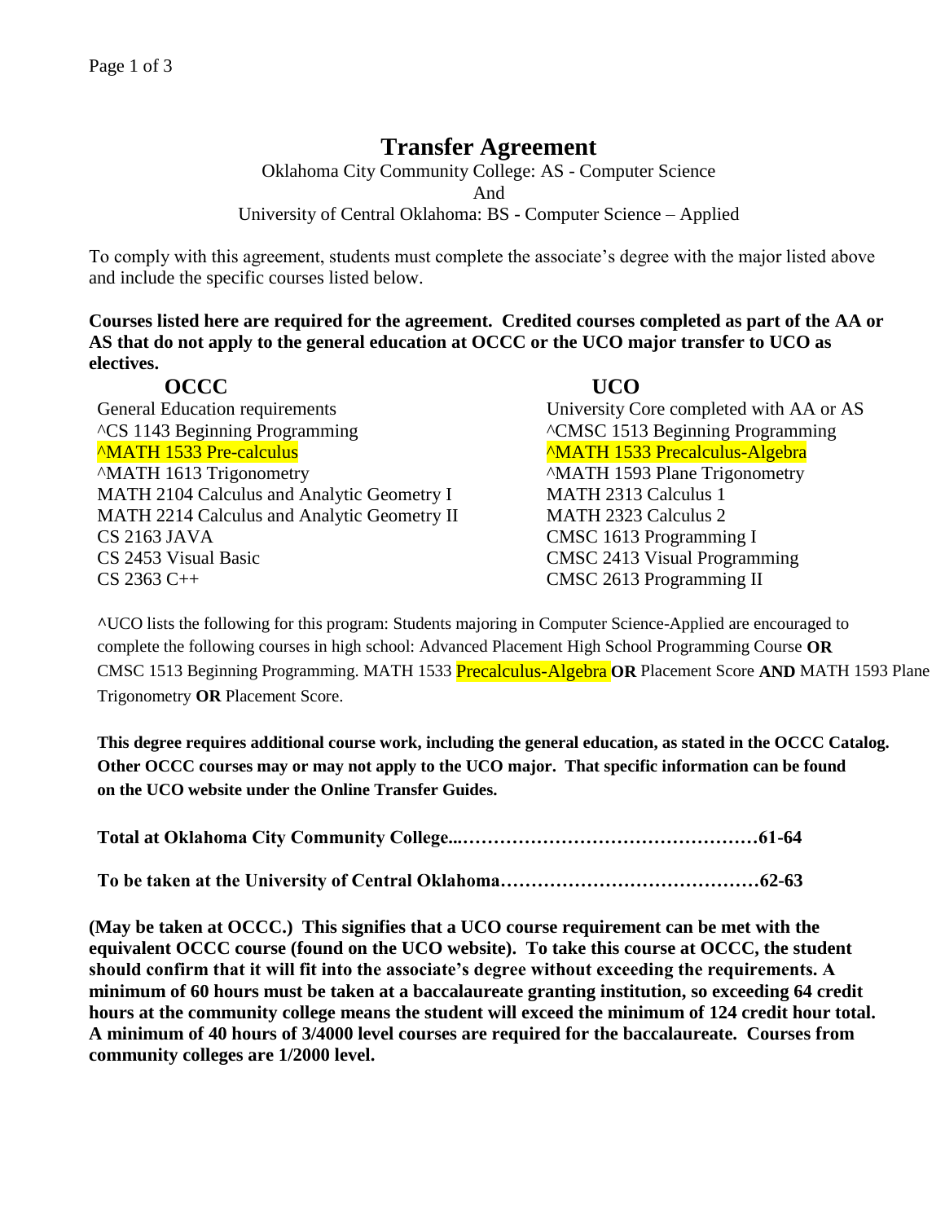# Transfer Agreement

Oklahoma City Community College: AS - Computer Science
And
University of Central Oklahoma: BS - Computer Science – Applied

To comply with this agreement, students must complete the associate's degree with the major listed above and include the specific courses listed below.

**Courses listed here are required for the agreement. Credited courses completed as part of the AA or AS that do not apply to the general education at OCCC or the UCO major transfer to UCO as electives.**

| OCCC | UCO |
|---|---|
| General Education requirements | University Core completed with AA or AS |
| ^CS 1143 Beginning Programming | ^CMSC 1513 Beginning Programming |
| ^MATH 1533 Pre-calculus | ^MATH 1533 Precalculus-Algebra |
| ^MATH 1613 Trigonometry | ^MATH 1593 Plane Trigonometry |
| MATH 2104 Calculus and Analytic Geometry I | MATH 2313 Calculus 1 |
| MATH 2214 Calculus and Analytic Geometry II | MATH 2323 Calculus 2 |
| CS 2163 JAVA | CMSC 1613 Programming I |
| CS 2453 Visual Basic | CMSC 2413 Visual Programming |
| CS 2363 C++ | CMSC 2613 Programming II |

**^**UCO lists the following for this program: Students majoring in Computer Science-Applied are encouraged to complete the following courses in high school: Advanced Placement High School Programming Course **OR** CMSC 1513 Beginning Programming. MATH 1533 Precalculus-Algebra **OR** Placement Score **AND** MATH 1593 Plane Trigonometry **OR** Placement Score.

**This degree requires additional course work, including the general education, as stated in the OCCC Catalog. Other OCCC courses may or may not apply to the UCO major. That specific information can be found on the UCO website under the Online Transfer Guides.**

**Total at Oklahoma City Community College...…………………………………………61-64**

**To be taken at the University of Central Oklahoma……………………………………62-63**

**(May be taken at OCCC.) This signifies that a UCO course requirement can be met with the equivalent OCCC course (found on the UCO website). To take this course at OCCC, the student should confirm that it will fit into the associate's degree without exceeding the requirements. A minimum of 60 hours must be taken at a baccalaureate granting institution, so exceeding 64 credit hours at the community college means the student will exceed the minimum of 124 credit hour total. A minimum of 40 hours of 3/4000 level courses are required for the baccalaureate. Courses from community colleges are 1/2000 level.**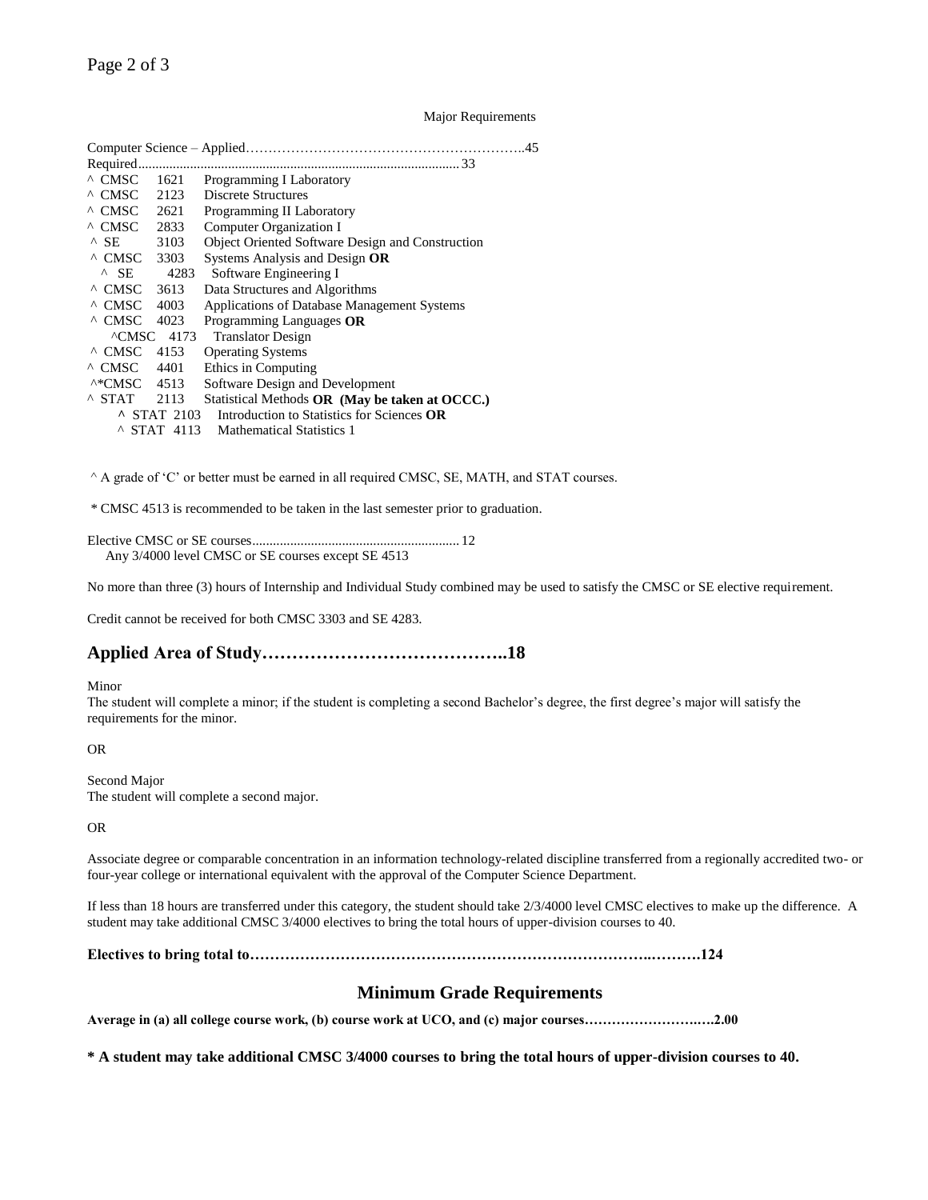Major Requirements

Computer Science – Applied……………………………………………………..45

Required........................................................................................... 33

- ^ CMSC 1621 Programming I Laboratory
- ^ CMSC 2123 Discrete Structures
- ^ CMSC 2621 Programming II Laboratory
- ^ CMSC 2833 Computer Organization I
- ^ SE 3103 Object Oriented Software Design and Construction
- ^ CMSC 3303 Systems Analysis and Design **OR**
  - ^ SE 4283 Software Engineering I
- ^ CMSC 3613 Data Structures and Algorithms
- ^ CMSC 4003 Applications of Database Management Systems
- ^ CMSC 4023 Programming Languages **OR**
  - ^CMSC 4173 Translator Design
- ^ CMSC 4153 Operating Systems
- ^ CMSC 4401 Ethics in Computing
- ^*CMSC 4513 Software Design and Development
- ^ STAT 2113 Statistical Methods **OR (May be taken at OCCC.)**
  - ^ STAT 2103 Introduction to Statistics for Sciences **OR**
  - ^ STAT 4113 Mathematical Statistics 1

^ A grade of 'C' or better must be earned in all required CMSC, SE, MATH, and STAT courses.

* CMSC 4513 is recommended to be taken in the last semester prior to graduation.

Elective CMSC or SE courses........................................................... 12
Any 3/4000 level CMSC or SE courses except SE 4513

No more than three (3) hours of Internship and Individual Study combined may be used to satisfy the CMSC or SE elective requirement.

Credit cannot be received for both CMSC 3303 and SE 4283.

## Applied Area of Study…………………………………..18

Minor
The student will complete a minor; if the student is completing a second Bachelor's degree, the first degree's major will satisfy the requirements for the minor.

OR

Second Major
The student will complete a second major.

OR

Associate degree or comparable concentration in an information technology-related discipline transferred from a regionally accredited two- or four-year college or international equivalent with the approval of the Computer Science Department.

If less than 18 hours are transferred under this category, the student should take 2/3/4000 level CMSC electives to make up the difference. A student may take additional CMSC 3/4000 electives to bring the total hours of upper-division courses to 40.

**Electives to bring total to……………………………………………………………………..……….124**

## Minimum Grade Requirements

**Average in (a) all college course work, (b) course work at UCO, and (c) major courses……………………..….2.00**

**\* A student may take additional CMSC 3/4000 courses to bring the total hours of upper-division courses to 40.**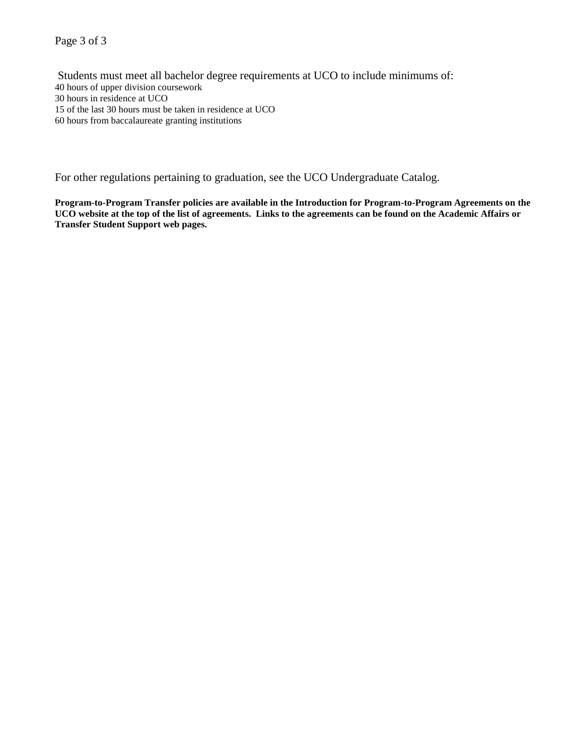Students must meet all bachelor degree requirements at UCO to include minimums of:

40 hours of upper division coursework
30 hours in residence at UCO
15 of the last 30 hours must be taken in residence at UCO
60 hours from baccalaureate granting institutions

For other regulations pertaining to graduation, see the UCO Undergraduate Catalog.

**Program-to-Program Transfer policies are available in the Introduction for Program-to-Program Agreements on the UCO website at the top of the list of agreements. Links to the agreements can be found on the Academic Affairs or Transfer Student Support web pages.**